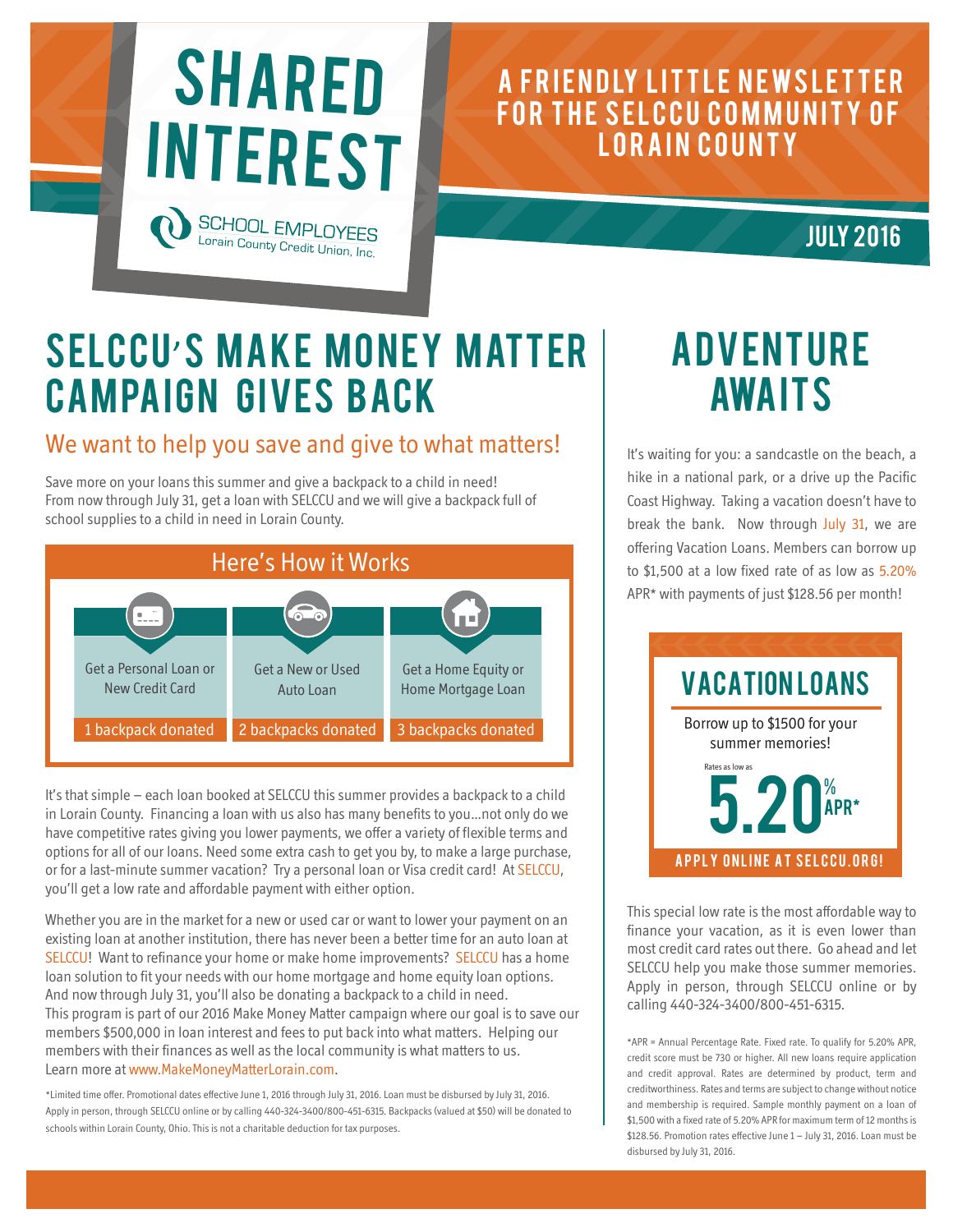# SHARED INTEREST

SCHOOL EMPLOYEES
Lorain County Credit Union, Inc.

A FRIENDLY LITTLE NEWSLETTER FOR THE SELCCU COMMUNITY OF LORAIN COUNTY

JULY 2016

## SELCCU's MAKE MONEY MATTER CAMPAIGN GIVES BACK

### We want to help you save and give to what matters!

Save more on your loans this summer and give a backpack to a child in need! From now through July 31, get a loan with SELCCU and we will give a backpack full of school supplies to a child in need in Lorain County.

**Here's How it Works**

| Get a Personal Loan or New Credit Card | Get a New or Used Auto Loan | Get a Home Equity or Home Mortgage Loan |
|---|---|---|
| 1 backpack donated | 2 backpacks donated | 3 backpacks donated |

It's that simple – each loan booked at SELCCU this summer provides a backpack to a child in Lorain County. Financing a loan with us also has many benefits to you...not only do we have competitive rates giving you lower payments, we offer a variety of flexible terms and options for all of our loans. Need some extra cash to get you by, to make a large purchase, or for a last-minute summer vacation? Try a personal loan or Visa credit card! At SELCCU, you'll get a low rate and affordable payment with either option.

Whether you are in the market for a new or used car or want to lower your payment on an existing loan at another institution, there has never been a better time for an auto loan at SELCCU! Want to refinance your home or make home improvements? SELCCU has a home loan solution to fit your needs with our home mortgage and home equity loan options. And now through July 31, you'll also be donating a backpack to a child in need. This program is part of our 2016 Make Money Matter campaign where our goal is to save our members $500,000 in loan interest and fees to put back into what matters. Helping our members with their finances as well as the local community is what matters to us. Learn more at www.MakeMoneyMatterLorain.com.

*Limited time offer. Promotional dates effective June 1, 2016 through July 31, 2016. Loan must be disbursed by July 31, 2016. Apply in person, through SELCCU online or by calling 440-324-3400/800-451-6315. Backpacks (valued at $50) will be donated to schools within Lorain County, Ohio. This is not a charitable deduction for tax purposes.

## ADVENTURE AWAITS

It's waiting for you: a sandcastle on the beach, a hike in a national park, or a drive up the Pacific Coast Highway. Taking a vacation doesn't have to break the bank. Now through July 31, we are offering Vacation Loans. Members can borrow up to $1,500 at a low fixed rate of as low as 5.20% APR* with payments of just $128.56 per month!

**VACATION LOANS**

Borrow up to $1500 for your summer memories!

Rates as low as

**5.20% APR***

APPLY ONLINE AT SELCCU.ORG!

This special low rate is the most affordable way to finance your vacation, as it is even lower than most credit card rates out there. Go ahead and let SELCCU help you make those summer memories. Apply in person, through SELCCU online or by calling 440-324-3400/800-451-6315.

*APR = Annual Percentage Rate. Fixed rate. To qualify for 5.20% APR, credit score must be 730 or higher. All new loans require application and credit approval. Rates are determined by product, term and creditworthiness. Rates and terms are subject to change without notice and membership is required. Sample monthly payment on a loan of $1,500 with a fixed rate of 5.20% APR for maximum term of 12 months is $128.56. Promotion rates effective June 1 – July 31, 2016. Loan must be disbursed by July 31, 2016.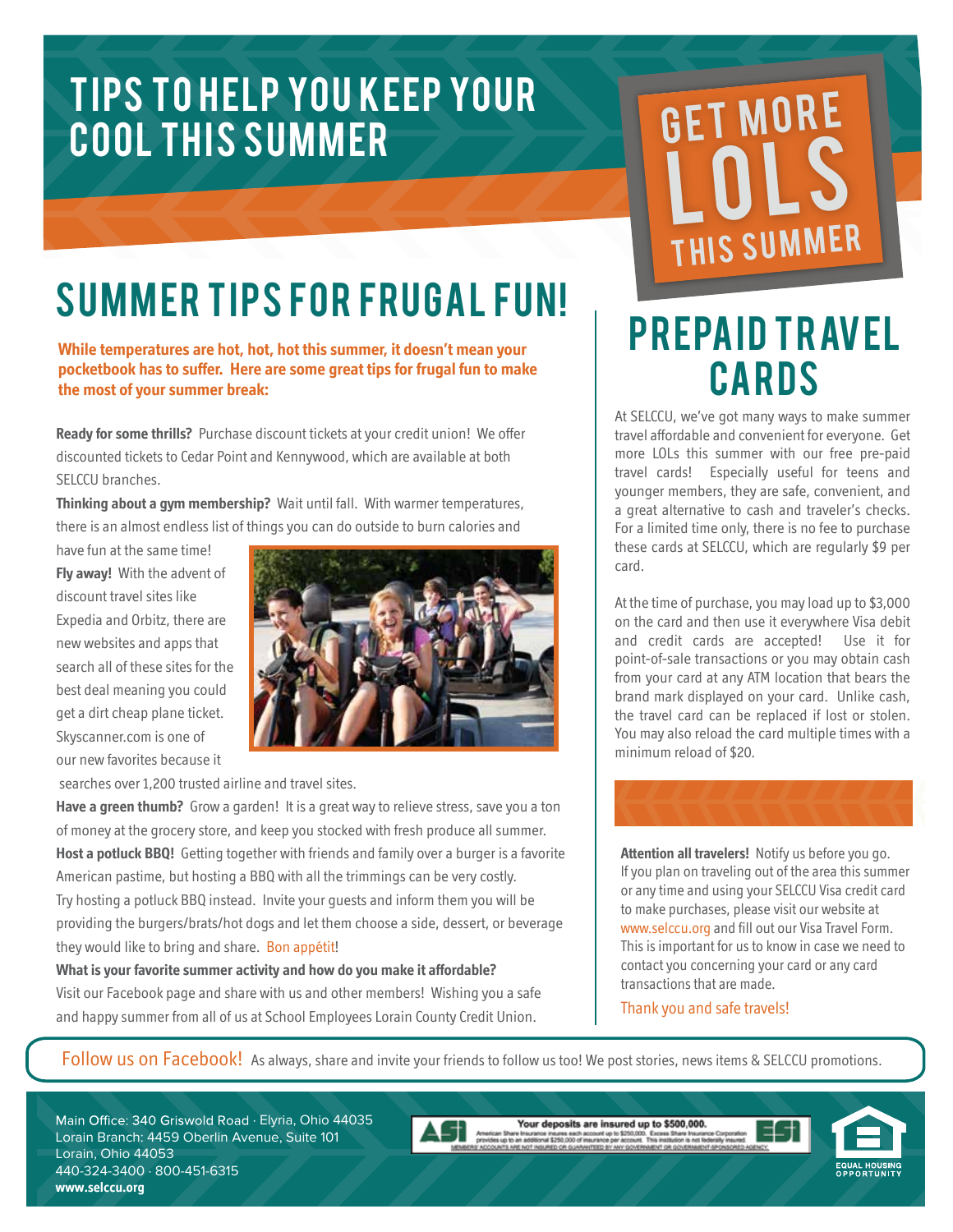# TIPS TO HELP YOU KEEP YOUR COOL THIS SUMMER

GET MORE LOLS THIS SUMMER

## SUMMER TIPS FOR FRUGAL FUN!

**While temperatures are hot, hot, hot this summer, it doesn't mean your pocketbook has to suffer. Here are some great tips for frugal fun to make the most of your summer break:**

**Ready for some thrills?** Purchase discount tickets at your credit union! We offer discounted tickets to Cedar Point and Kennywood, which are available at both SELCCU branches.

**Thinking about a gym membership?** Wait until fall. With warmer temperatures, there is an almost endless list of things you can do outside to burn calories and have fun at the same time!

**Fly away!** With the advent of discount travel sites like Expedia and Orbitz, there are new websites and apps that search all of these sites for the best deal meaning you could get a dirt cheap plane ticket. Skyscanner.com is one of our new favorites because it searches over 1,200 trusted airline and travel sites.

**Have a green thumb?** Grow a garden! It is a great way to relieve stress, save you a ton of money at the grocery store, and keep you stocked with fresh produce all summer.

**Host a potluck BBQ!** Getting together with friends and family over a burger is a favorite American pastime, but hosting a BBQ with all the trimmings can be very costly. Try hosting a potluck BBQ instead. Invite your guests and inform them you will be providing the burgers/brats/hot dogs and let them choose a side, dessert, or beverage they would like to bring and share. Bon appétit!

**What is your favorite summer activity and how do you make it affordable?** Visit our Facebook page and share with us and other members! Wishing you a safe and happy summer from all of us at School Employees Lorain County Credit Union.

## PREPAID TRAVEL CARDS

At SELCCU, we've got many ways to make summer travel affordable and convenient for everyone. Get more LOLs this summer with our free pre-paid travel cards! Especially useful for teens and younger members, they are safe, convenient, and a great alternative to cash and traveler's checks. For a limited time only, there is no fee to purchase these cards at SELCCU, which are regularly $9 per card.

At the time of purchase, you may load up to $3,000 on the card and then use it everywhere Visa debit and credit cards are accepted! Use it for point-of-sale transactions or you may obtain cash from your card at any ATM location that bears the brand mark displayed on your card. Unlike cash, the travel card can be replaced if lost or stolen. You may also reload the card multiple times with a minimum reload of $20.

**Attention all travelers!** Notify us before you go. If you plan on traveling out of the area this summer or any time and using your SELCCU Visa credit card to make purchases, please visit our website at www.selccu.org and fill out our Visa Travel Form. This is important for us to know in case we need to contact you concerning your card or any card transactions that are made.

Thank you and safe travels!

Follow us on Facebook! As always, share and invite your friends to follow us too! We post stories, news items & SELCCU promotions.

Main Office: 340 Griswold Road · Elyria, Ohio 44035
Lorain Branch: 4459 Oberlin Avenue, Suite 101
Lorain, Ohio 44053
440-324-3400 · 800-451-6315
**www.selccu.org**

ASI **Your deposits are insured up to $500,000.** American Share Insurance insures each account up to $250,000. Excess Share Insurance Corporation provides up to an additional $250,000 of insurance per account. This institution is not federally insured. MEMBERS' ACCOUNTS ARE NOT INSURED OR GUARANTEED BY ANY GOVERNMENT OR GOVERNMENT-SPONSORED AGENCY. ESI

EQUAL HOUSING OPPORTUNITY